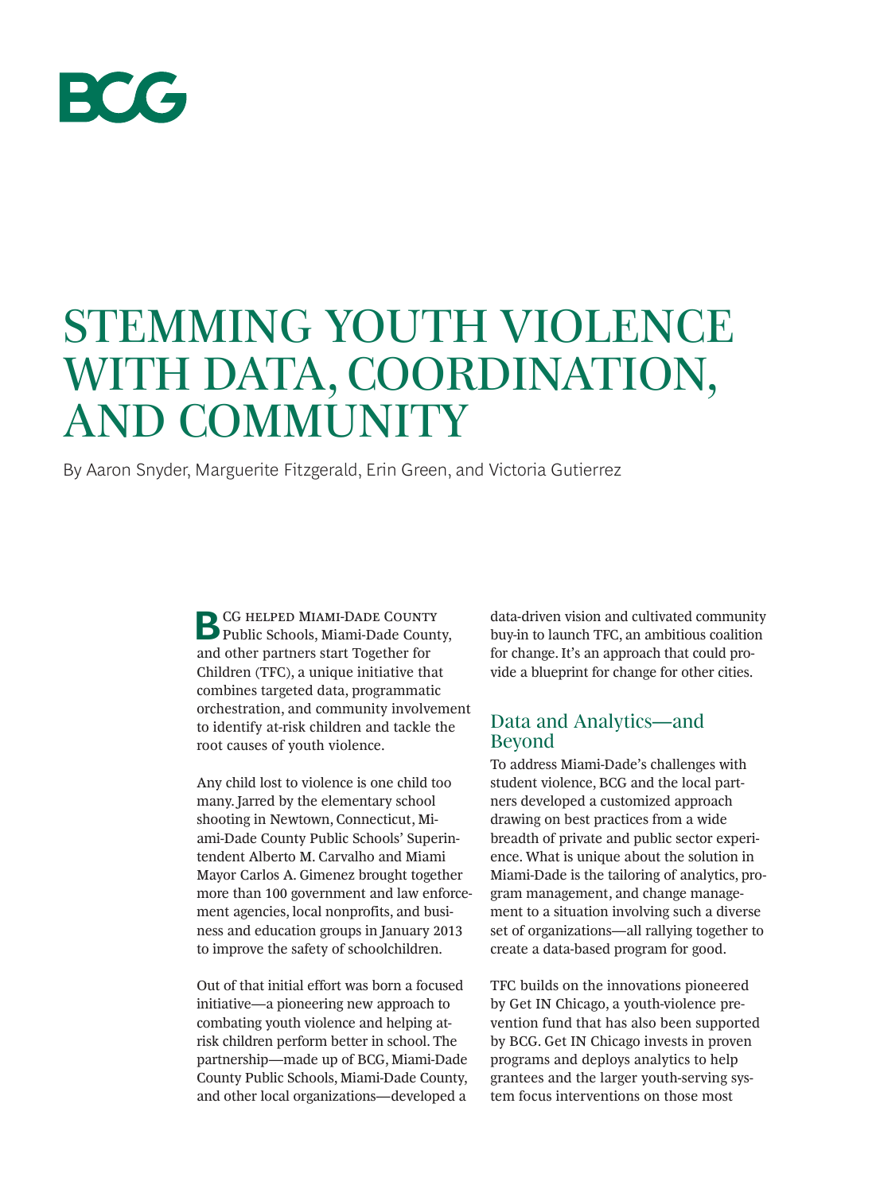# STEMMING YOUTH VIOLENCE WITH DATA, COORDINATION, AND COMMUNITY

By Aaron Snyder, Marguerite Fitzgerald, Erin Green, and Victoria Gutierrez

BCG helped Miami-Dade County Public Schools, Miami-Dade County, and other partners start Together for Children (TFC), a unique initiative that combines targeted data, programmatic orchestration, and community involvement to identify at-risk children and tackle the root causes of youth violence.

Any child lost to violence is one child too many. Jarred by the elementary school shooting in Newtown, Connecticut, Miami-Dade County Public Schools' Superintendent Alberto M. Carvalho and Miami Mayor Carlos A. Gimenez brought together more than 100 government and law enforcement agencies, local nonprofits, and business and education groups in January 2013 to improve the safety of schoolchildren.

Out of that initial effort was born a focused initiative—a pioneering new approach to combating youth violence and helping at-risk children perform better in school. The partnership—made up of BCG, Miami-Dade County Public Schools, Miami-Dade County, and other local organizations—developed a data-driven vision and cultivated community buy-in to launch TFC, an ambitious coalition for change. It's an approach that could provide a blueprint for change for other cities.

## Data and Analytics—and Beyond

To address Miami-Dade's challenges with student violence, BCG and the local partners developed a customized approach drawing on best practices from a wide breadth of private and public sector experience. What is unique about the solution in Miami-Dade is the tailoring of analytics, program management, and change management to a situation involving such a diverse set of organizations—all rallying together to create a data-based program for good.

TFC builds on the innovations pioneered by Get IN Chicago, a youth-violence prevention fund that has also been supported by BCG. Get IN Chicago invests in proven programs and deploys analytics to help grantees and the larger youth-serving system focus interventions on those most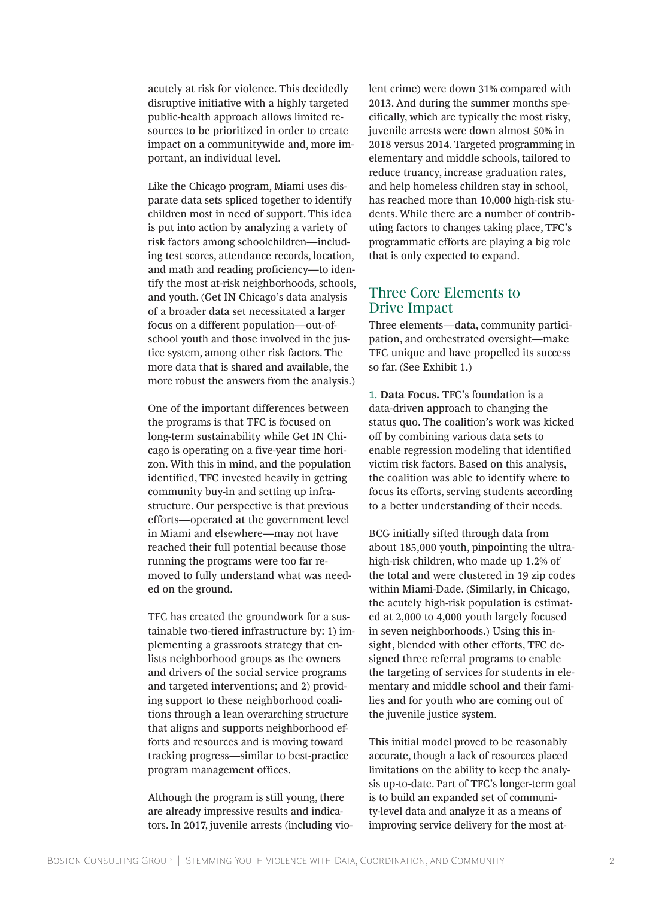acutely at risk for violence. This decidedly disruptive initiative with a highly targeted public-health approach allows limited resources to be prioritized in order to create impact on a communitywide and, more important, an individual level.

Like the Chicago program, Miami uses disparate data sets spliced together to identify children most in need of support. This idea is put into action by analyzing a variety of risk factors among schoolchildren—including test scores, attendance records, location, and math and reading proficiency—to identify the most at-risk neighborhoods, schools, and youth. (Get IN Chicago's data analysis of a broader data set necessitated a larger focus on a different population—out-of-school youth and those involved in the justice system, among other risk factors. The more data that is shared and available, the more robust the answers from the analysis.)

One of the important differences between the programs is that TFC is focused on long-term sustainability while Get IN Chicago is operating on a five-year time horizon. With this in mind, and the population identified, TFC invested heavily in getting community buy-in and setting up infrastructure. Our perspective is that previous efforts—operated at the government level in Miami and elsewhere—may not have reached their full potential because those running the programs were too far removed to fully understand what was needed on the ground.

TFC has created the groundwork for a sustainable two-tiered infrastructure by: 1) implementing a grassroots strategy that enlists neighborhood groups as the owners and drivers of the social service programs and targeted interventions; and 2) providing support to these neighborhood coalitions through a lean overarching structure that aligns and supports neighborhood efforts and resources and is moving toward tracking progress—similar to best-practice program management offices.

Although the program is still young, there are already impressive results and indicators. In 2017, juvenile arrests (including violent crime) were down 31% compared with 2013. And during the summer months specifically, which are typically the most risky, juvenile arrests were down almost 50% in 2018 versus 2014. Targeted programming in elementary and middle schools, tailored to reduce truancy, increase graduation rates, and help homeless children stay in school, has reached more than 10,000 high-risk students. While there are a number of contributing factors to changes taking place, TFC's programmatic efforts are playing a big role that is only expected to expand.

## Three Core Elements to Drive Impact

Three elements—data, community participation, and orchestrated oversight—make TFC unique and have propelled its success so far. (See Exhibit 1.)

1. **Data Focus.** TFC's foundation is a data-driven approach to changing the status quo. The coalition's work was kicked off by combining various data sets to enable regression modeling that identified victim risk factors. Based on this analysis, the coalition was able to identify where to focus its efforts, serving students according to a better understanding of their needs.

BCG initially sifted through data from about 185,000 youth, pinpointing the ultra-high-risk children, who made up 1.2% of the total and were clustered in 19 zip codes within Miami-Dade. (Similarly, in Chicago, the acutely high-risk population is estimated at 2,000 to 4,000 youth largely focused in seven neighborhoods.) Using this insight, blended with other efforts, TFC designed three referral programs to enable the targeting of services for students in elementary and middle school and their families and for youth who are coming out of the juvenile justice system.

This initial model proved to be reasonably accurate, though a lack of resources placed limitations on the ability to keep the analysis up-to-date. Part of TFC's longer-term goal is to build an expanded set of community-level data and analyze it as a means of improving service delivery for the most at-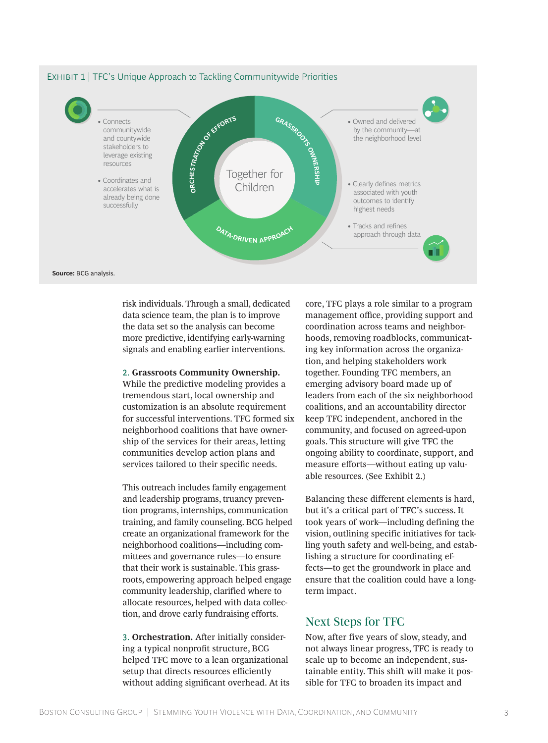EXHIBIT 1 | TFC's Unique Approach to Tackling Communitywide Priorities

Together for Children

ORCHESTRATION OF EFFORTS
- Connects communitywide and countywide stakeholders to leverage existing resources
- Coordinates and accelerates what is already being done successfully

GRASSROOTS OWNERSHIP
- Owned and delivered by the community—at the neighborhood level

DATA-DRIVEN APPROACH
- Clearly defines metrics associated with youth outcomes to identify highest needs
- Tracks and refines approach through data

**Source:** BCG analysis.

risk individuals. Through a small, dedicated data science team, the plan is to improve the data set so the analysis can become more predictive, identifying early-warning signals and enabling earlier interventions.

2. **Grassroots Community Ownership.** While the predictive modeling provides a tremendous start, local ownership and customization is an absolute requirement for successful interventions. TFC formed six neighborhood coalitions that have ownership of the services for their areas, letting communities develop action plans and services tailored to their specific needs.

This outreach includes family engagement and leadership programs, truancy prevention programs, internships, communication training, and family counseling. BCG helped create an organizational framework for the neighborhood coalitions—including committees and governance rules—to ensure that their work is sustainable. This grassroots, empowering approach helped engage community leadership, clarified where to allocate resources, helped with data collection, and drove early fundraising efforts.

3. **Orchestration.** After initially considering a typical nonprofit structure, BCG helped TFC move to a lean organizational setup that directs resources efficiently without adding significant overhead. At its core, TFC plays a role similar to a program management office, providing support and coordination across teams and neighborhoods, removing roadblocks, communicating key information across the organization, and helping stakeholders work together. Founding TFC members, an emerging advisory board made up of leaders from each of the six neighborhood coalitions, and an accountability director keep TFC independent, anchored in the community, and focused on agreed-upon goals. This structure will give TFC the ongoing ability to coordinate, support, and measure efforts—without eating up valuable resources. (See Exhibit 2.)

Balancing these different elements is hard, but it's a critical part of TFC's success. It took years of work—including defining the vision, outlining specific initiatives for tackling youth safety and well-being, and establishing a structure for coordinating efforts—to get the groundwork in place and ensure that the coalition could have a long-term impact.

## Next Steps for TFC

Now, after five years of slow, steady, and not always linear progress, TFC is ready to scale up to become an independent, sustainable entity. This shift will make it possible for TFC to broaden its impact and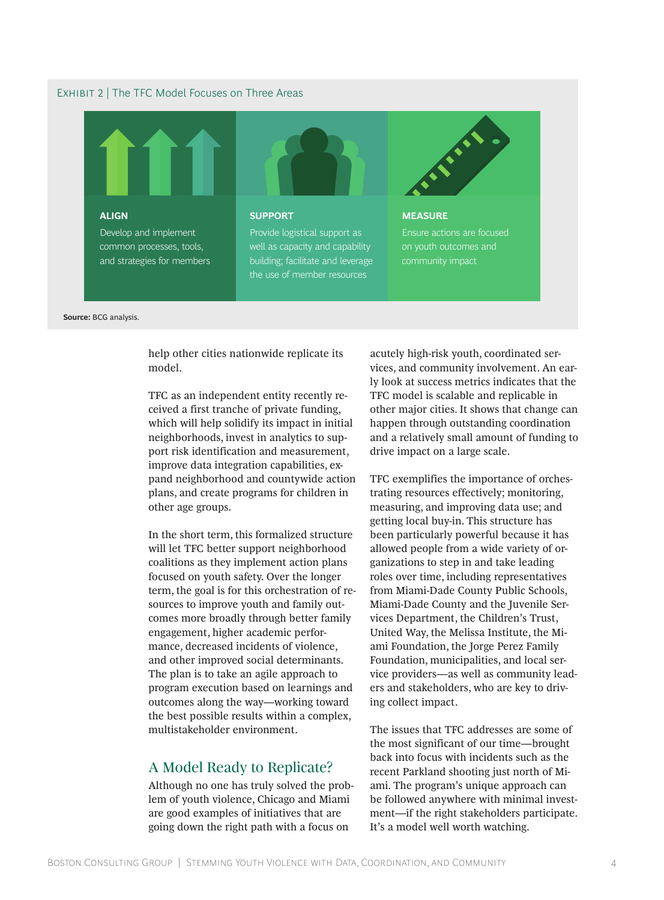Exhibit 2 | The TFC Model Focuses on Three Areas

| ALIGN | SUPPORT | MEASURE |
| --- | --- | --- |
| Develop and implement common processes, tools, and strategies for members | Provide logistical support as well as capacity and capability building; facilitate and leverage the use of member resources | Ensure actions are focused on youth outcomes and community impact |

**Source:** BCG analysis.

help other cities nationwide replicate its model.

TFC as an independent entity recently received a first tranche of private funding, which will help solidify its impact in initial neighborhoods, invest in analytics to support risk identification and measurement, improve data integration capabilities, expand neighborhood and countywide action plans, and create programs for children in other age groups.

In the short term, this formalized structure will let TFC better support neighborhood coalitions as they implement action plans focused on youth safety. Over the longer term, the goal is for this orchestration of resources to improve youth and family outcomes more broadly through better family engagement, higher academic performance, decreased incidents of violence, and other improved social determinants. The plan is to take an agile approach to program execution based on learnings and outcomes along the way—working toward the best possible results within a complex, multistakeholder environment.

## A Model Ready to Replicate?

Although no one has truly solved the problem of youth violence, Chicago and Miami are good examples of initiatives that are going down the right path with a focus on acutely high-risk youth, coordinated services, and community involvement. An early look at success metrics indicates that the TFC model is scalable and replicable in other major cities. It shows that change can happen through outstanding coordination and a relatively small amount of funding to drive impact on a large scale.

TFC exemplifies the importance of orchestrating resources effectively; monitoring, measuring, and improving data use; and getting local buy-in. This structure has been particularly powerful because it has allowed people from a wide variety of organizations to step in and take leading roles over time, including representatives from Miami-Dade County Public Schools, Miami-Dade County and the Juvenile Services Department, the Children's Trust, United Way, the Melissa Institute, the Miami Foundation, the Jorge Perez Family Foundation, municipalities, and local service providers—as well as community leaders and stakeholders, who are key to driving collect impact.

The issues that TFC addresses are some of the most significant of our time—brought back into focus with incidents such as the recent Parkland shooting just north of Miami. The program's unique approach can be followed anywhere with minimal investment—if the right stakeholders participate. It's a model well worth watching.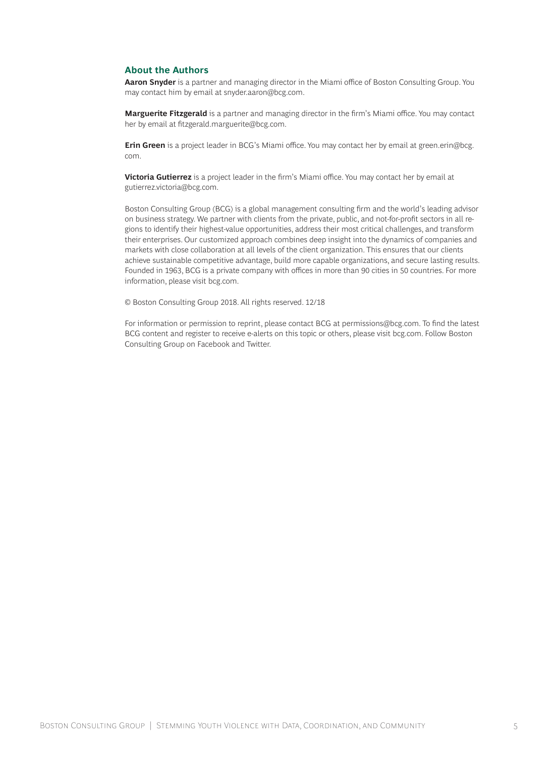## About the Authors

**Aaron Snyder** is a partner and managing director in the Miami office of Boston Consulting Group. You may contact him by email at snyder.aaron@bcg.com.

**Marguerite Fitzgerald** is a partner and managing director in the firm's Miami office. You may contact her by email at fitzgerald.marguerite@bcg.com.

**Erin Green** is a project leader in BCG's Miami office. You may contact her by email at green.erin@bcg.com.

**Victoria Gutierrez** is a project leader in the firm's Miami office. You may contact her by email at gutierrez.victoria@bcg.com.

Boston Consulting Group (BCG) is a global management consulting firm and the world's leading advisor on business strategy. We partner with clients from the private, public, and not-for-profit sectors in all regions to identify their highest-value opportunities, address their most critical challenges, and transform their enterprises. Our customized approach combines deep insight into the dynamics of companies and markets with close collaboration at all levels of the client organization. This ensures that our clients achieve sustainable competitive advantage, build more capable organizations, and secure lasting results. Founded in 1963, BCG is a private company with offices in more than 90 cities in 50 countries. For more information, please visit bcg.com.

© Boston Consulting Group 2018. All rights reserved. 12/18

For information or permission to reprint, please contact BCG at permissions@bcg.com. To find the latest BCG content and register to receive e-alerts on this topic or others, please visit bcg.com. Follow Boston Consulting Group on Facebook and Twitter.